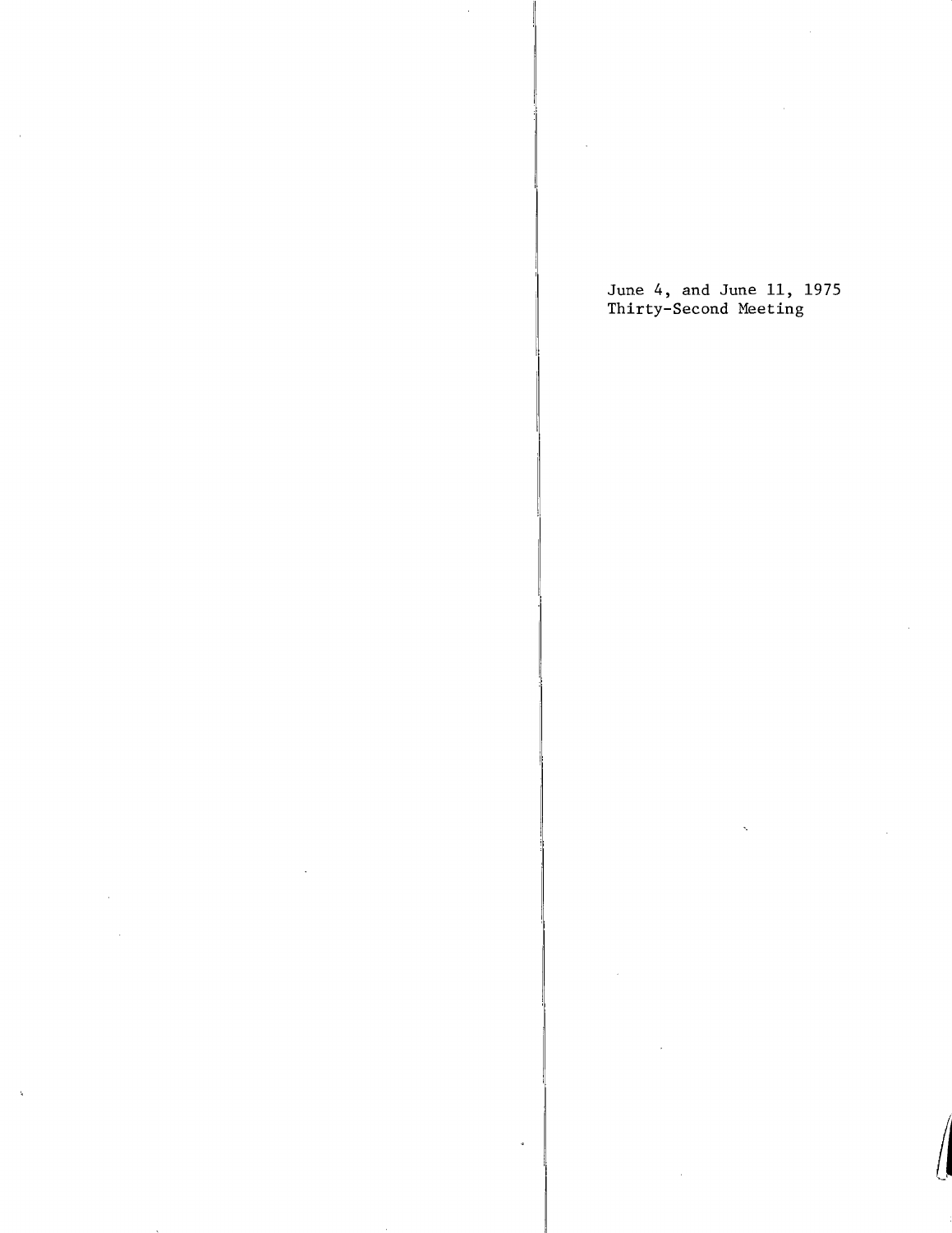June 4, and June 11, 1975
Thirty-Second Meeting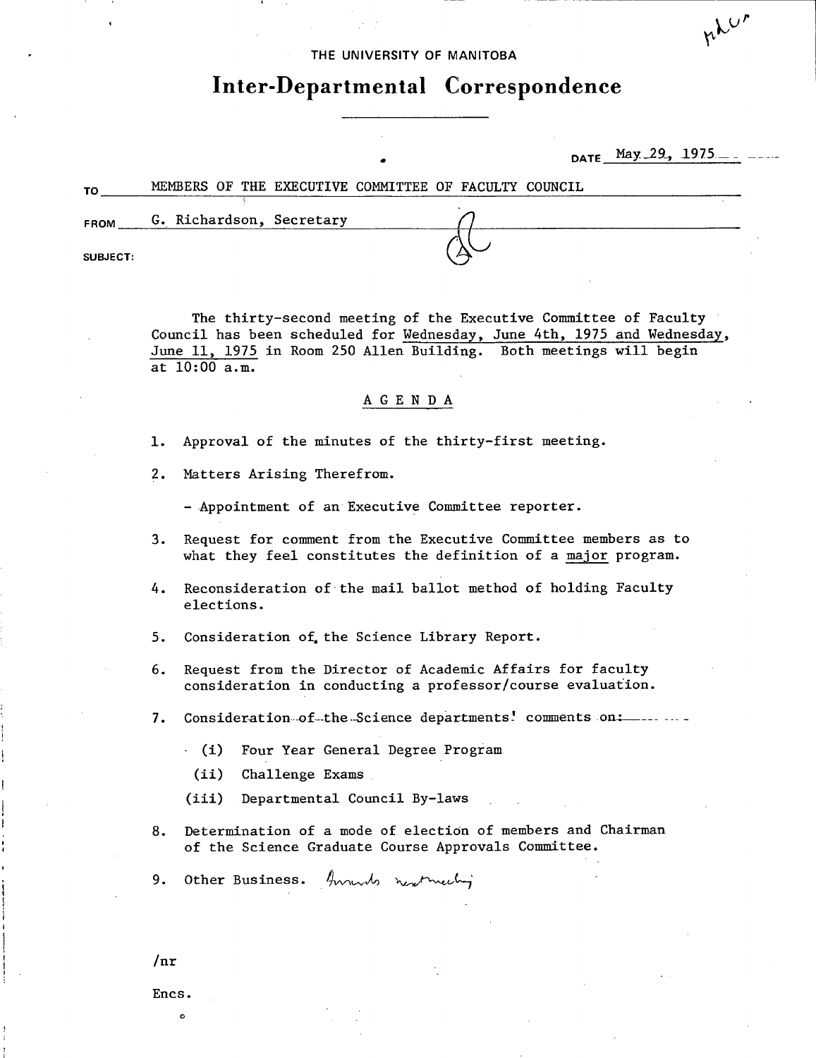THE UNIVERSITY OF MANITOBA

# Inter-Departmental Correspondence

DATE May 29, 1975

TO MEMBERS OF THE EXECUTIVE COMMITTEE OF FACULTY COUNCIL

FROM G. Richardson, Secretary

SUBJECT:

The thirty-second meeting of the Executive Committee of Faculty Council has been scheduled for Wednesday, June 4th, 1975 and Wednesday, June 11, 1975 in Room 250 Allen Building. Both meetings will begin at 10:00 a.m.

## AGENDA

1. Approval of the minutes of the thirty-first meeting.
2. Matters Arising Therefrom.
   - Appointment of an Executive Committee reporter.
3. Request for comment from the Executive Committee members as to what they feel constitutes the definition of a major program.
4. Reconsideration of the mail ballot method of holding Faculty elections.
5. Consideration of the Science Library Report.
6. Request from the Director of Academic Affairs for faculty consideration in conducting a professor/course evaluation.
7. Consideration of the Science departments' comments on:
   - (i) Four Year General Degree Program
   - (ii) Challenge Exams
   - (iii) Departmental Council By-laws
8. Determination of a mode of election of members and Chairman of the Science Graduate Course Approvals Committee.
9. Other Business. Awards next meeting

/nr

Encs.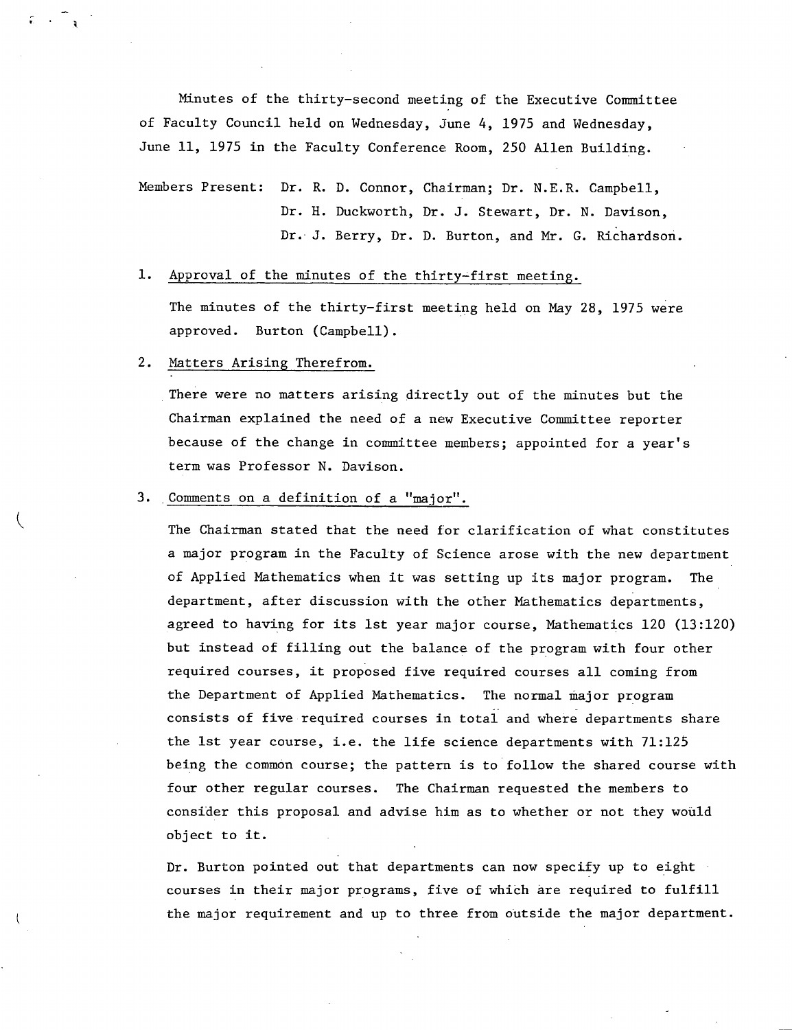Minutes of the thirty-second meeting of the Executive Committee of Faculty Council held on Wednesday, June 4, 1975 and Wednesday, June 11, 1975 in the Faculty Conference Room, 250 Allen Building.

Members Present: Dr. R. D. Connor, Chairman; Dr. N.E.R. Campbell, Dr. H. Duckworth, Dr. J. Stewart, Dr. N. Davison, Dr. J. Berry, Dr. D. Burton, and Mr. G. Richardson.

1. Approval of the minutes of the thirty-first meeting.

   The minutes of the thirty-first meeting held on May 28, 1975 were approved. Burton (Campbell).

2. Matters Arising Therefrom.

   There were no matters arising directly out of the minutes but the Chairman explained the need of a new Executive Committee reporter because of the change in committee members; appointed for a year's term was Professor N. Davison.

3. Comments on a definition of a "major".

   The Chairman stated that the need for clarification of what constitutes a major program in the Faculty of Science arose with the new department of Applied Mathematics when it was setting up its major program. The department, after discussion with the other Mathematics departments, agreed to having for its 1st year major course, Mathematics 120 (13:120) but instead of filling out the balance of the program with four other required courses, it proposed five required courses all coming from the Department of Applied Mathematics. The normal major program consists of five required courses in total and where departments share the 1st year course, i.e. the life science departments with 71:125 being the common course; the pattern is to follow the shared course with four other regular courses. The Chairman requested the members to consider this proposal and advise him as to whether or not they would object to it.

   Dr. Burton pointed out that departments can now specify up to eight courses in their major programs, five of which are required to fulfill the major requirement and up to three from outside the major department.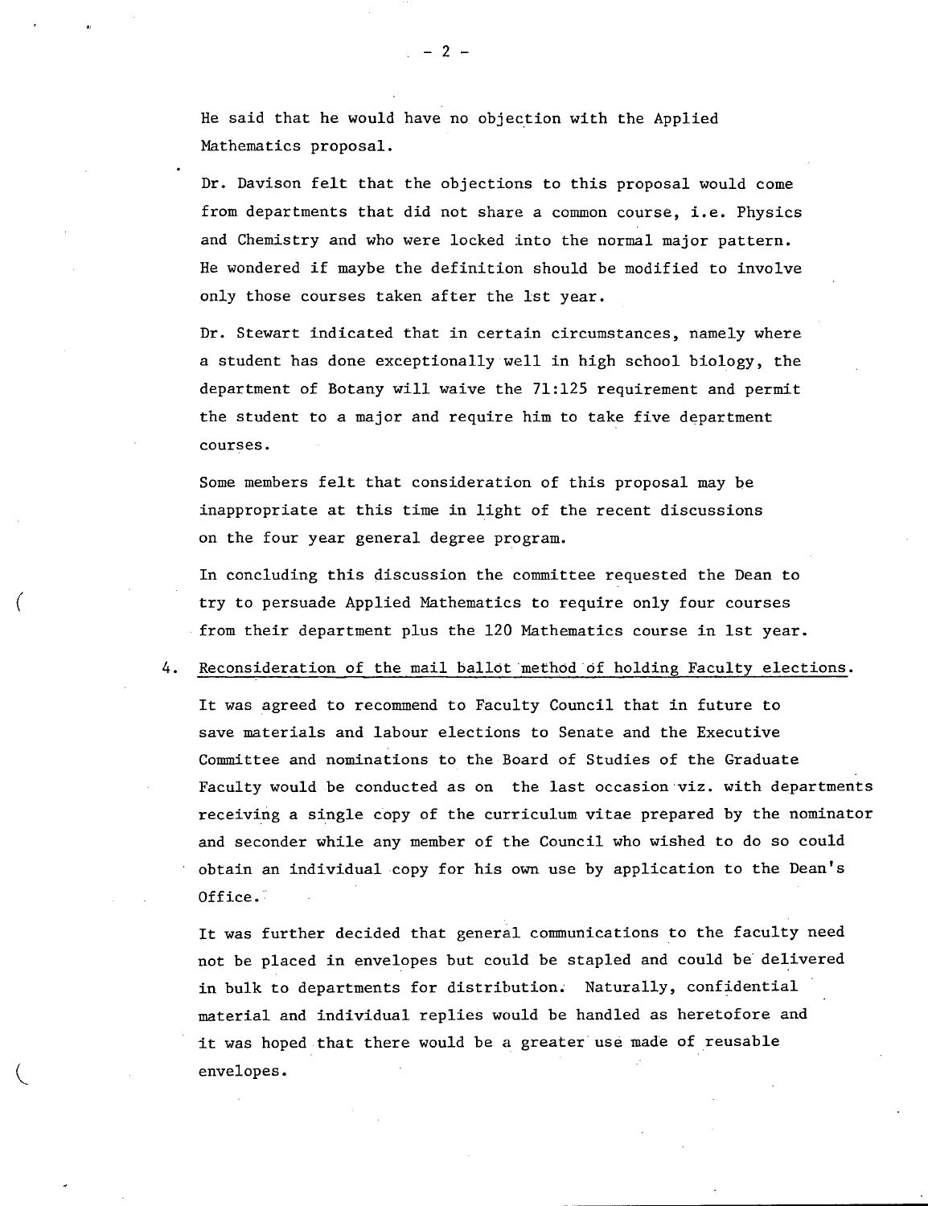He said that he would have no objection with the Applied Mathematics proposal.

Dr. Davison felt that the objections to this proposal would come from departments that did not share a common course, i.e. Physics and Chemistry and who were locked into the normal major pattern. He wondered if maybe the definition should be modified to involve only those courses taken after the 1st year.

Dr. Stewart indicated that in certain circumstances, namely where a student has done exceptionally well in high school biology, the department of Botany will waive the 71:125 requirement and permit the student to a major and require him to take five department courses.

Some members felt that consideration of this proposal may be inappropriate at this time in light of the recent discussions on the four year general degree program.

In concluding this discussion the committee requested the Dean to try to persuade Applied Mathematics to require only four courses from their department plus the 120 Mathematics course in 1st year.

4. <u>Reconsideration of the mail ballot method of holding Faculty elections.</u>

It was agreed to recommend to Faculty Council that in future to save materials and labour elections to Senate and the Executive Committee and nominations to the Board of Studies of the Graduate Faculty would be conducted as on the last occasion viz. with departments receiving a single copy of the curriculum vitae prepared by the nominator and seconder while any member of the Council who wished to do so could obtain an individual copy for his own use by application to the Dean's Office.

It was further decided that general communications to the faculty need not be placed in envelopes but could be stapled and could be delivered in bulk to departments for distribution. Naturally, confidential material and individual replies would be handled as heretofore and it was hoped that there would be a greater use made of reusable envelopes.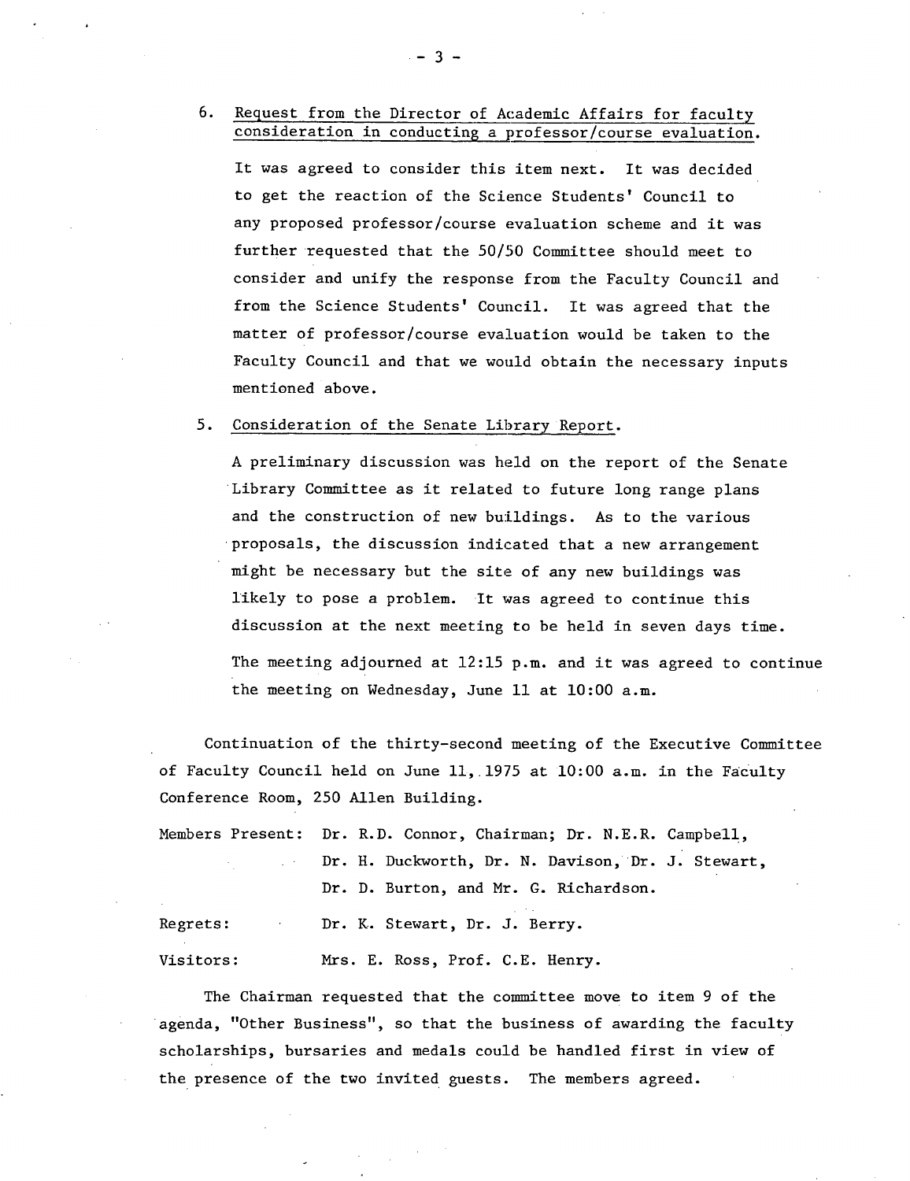6. Request from the Director of Academic Affairs for faculty consideration in conducting a professor/course evaluation.

   It was agreed to consider this item next. It was decided to get the reaction of the Science Students' Council to any proposed professor/course evaluation scheme and it was further requested that the 50/50 Committee should meet to consider and unify the response from the Faculty Council and from the Science Students' Council. It was agreed that the matter of professor/course evaluation would be taken to the Faculty Council and that we would obtain the necessary inputs mentioned above.

5. Consideration of the Senate Library Report.

   A preliminary discussion was held on the report of the Senate Library Committee as it related to future long range plans and the construction of new buildings. As to the various proposals, the discussion indicated that a new arrangement might be necessary but the site of any new buildings was likely to pose a problem. It was agreed to continue this discussion at the next meeting to be held in seven days time.

   The meeting adjourned at 12:15 p.m. and it was agreed to continue the meeting on Wednesday, June 11 at 10:00 a.m.

Continuation of the thirty-second meeting of the Executive Committee of Faculty Council held on June 11, 1975 at 10:00 a.m. in the Faculty Conference Room, 250 Allen Building.

Members Present: Dr. R.D. Connor, Chairman; Dr. N.E.R. Campbell, Dr. H. Duckworth, Dr. N. Davison, Dr. J. Stewart, Dr. D. Burton, and Mr. G. Richardson.

Regrets: Dr. K. Stewart, Dr. J. Berry.

Visitors: Mrs. E. Ross, Prof. C.E. Henry.

The Chairman requested that the committee move to item 9 of the agenda, "Other Business", so that the business of awarding the faculty scholarships, bursaries and medals could be handled first in view of the presence of the two invited guests. The members agreed.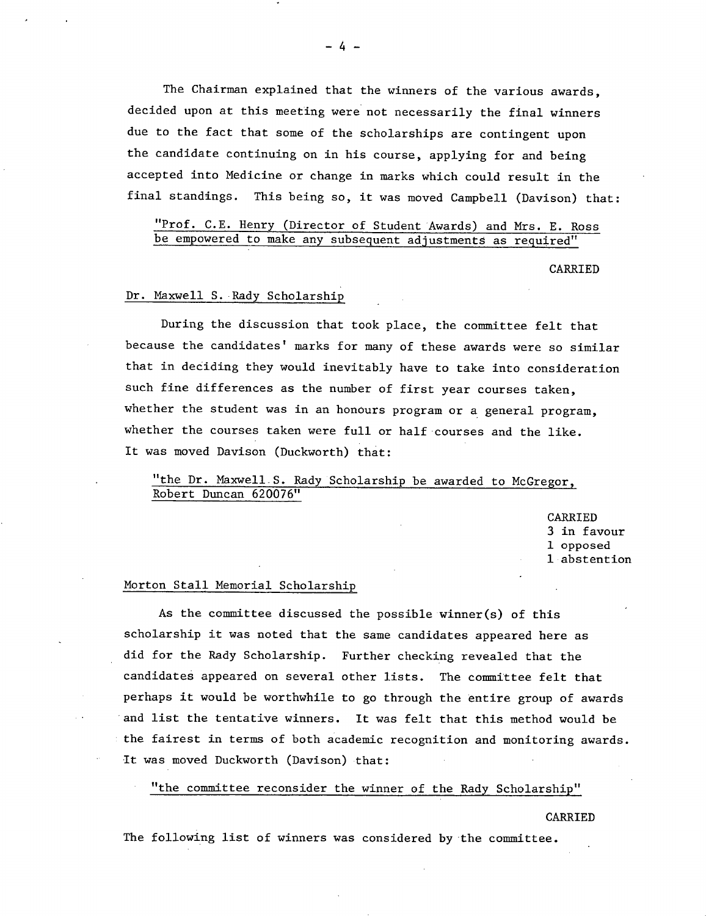The Chairman explained that the winners of the various awards, decided upon at this meeting were not necessarily the final winners due to the fact that some of the scholarships are contingent upon the candidate continuing on in his course, applying for and being accepted into Medicine or change in marks which could result in the final standings. This being so, it was moved Campbell (Davison) that:

> "Prof. C.E. Henry (Director of Student Awards) and Mrs. E. Ross be empowered to make any subsequent adjustments as required"

CARRIED

Dr. Maxwell S. Rady Scholarship

During the discussion that took place, the committee felt that because the candidates' marks for many of these awards were so similar that in deciding they would inevitably have to take into consideration such fine differences as the number of first year courses taken, whether the student was in an honours program or a general program, whether the courses taken were full or half courses and the like. It was moved Davison (Duckworth) that:

> "the Dr. Maxwell S. Rady Scholarship be awarded to McGregor, Robert Duncan 620076"

CARRIED
3 in favour
1 opposed
1 abstention

Morton Stall Memorial Scholarship

As the committee discussed the possible winner(s) of this scholarship it was noted that the same candidates appeared here as did for the Rady Scholarship. Further checking revealed that the candidates appeared on several other lists. The committee felt that perhaps it would be worthwhile to go through the entire group of awards and list the tentative winners. It was felt that this method would be the fairest in terms of both academic recognition and monitoring awards. It was moved Duckworth (Davison) that:

> "the committee reconsider the winner of the Rady Scholarship"

CARRIED

The following list of winners was considered by the committee.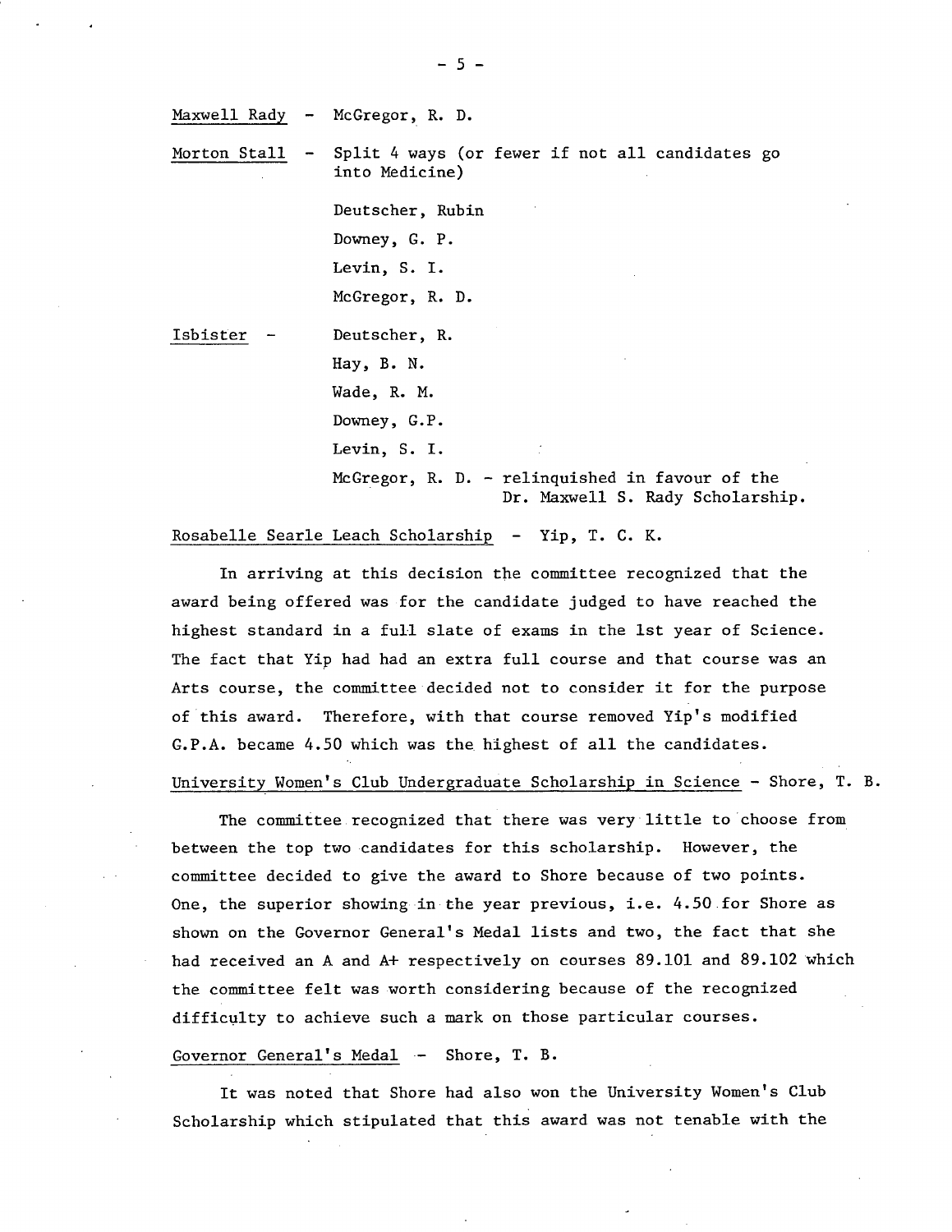Maxwell Rady - McGregor, R. D.

Morton Stall - Split 4 ways (or fewer if not all candidates go into Medicine)

Deutscher, Rubin
Downey, G. P.
Levin, S. I.
McGregor, R. D.

Isbister - Deutscher, R.
Hay, B. N.
Wade, R. M.
Downey, G.P.
Levin, S. I.
McGregor, R. D. - relinquished in favour of the Dr. Maxwell S. Rady Scholarship.

Rosabelle Searle Leach Scholarship - Yip, T. C. K.

In arriving at this decision the committee recognized that the award being offered was for the candidate judged to have reached the highest standard in a full slate of exams in the 1st year of Science. The fact that Yip had had an extra full course and that course was an Arts course, the committee decided not to consider it for the purpose of this award. Therefore, with that course removed Yip's modified G.P.A. became 4.50 which was the highest of all the candidates.

University Women's Club Undergraduate Scholarship in Science - Shore, T. B.

The committee recognized that there was very little to choose from between the top two candidates for this scholarship. However, the committee decided to give the award to Shore because of two points. One, the superior showing in the year previous, i.e. 4.50 for Shore as shown on the Governor General's Medal lists and two, the fact that she had received an A and A+ respectively on courses 89.101 and 89.102 which the committee felt was worth considering because of the recognized difficulty to achieve such a mark on those particular courses.

Governor General's Medal - Shore, T. B.

It was noted that Shore had also won the University Women's Club Scholarship which stipulated that this award was not tenable with the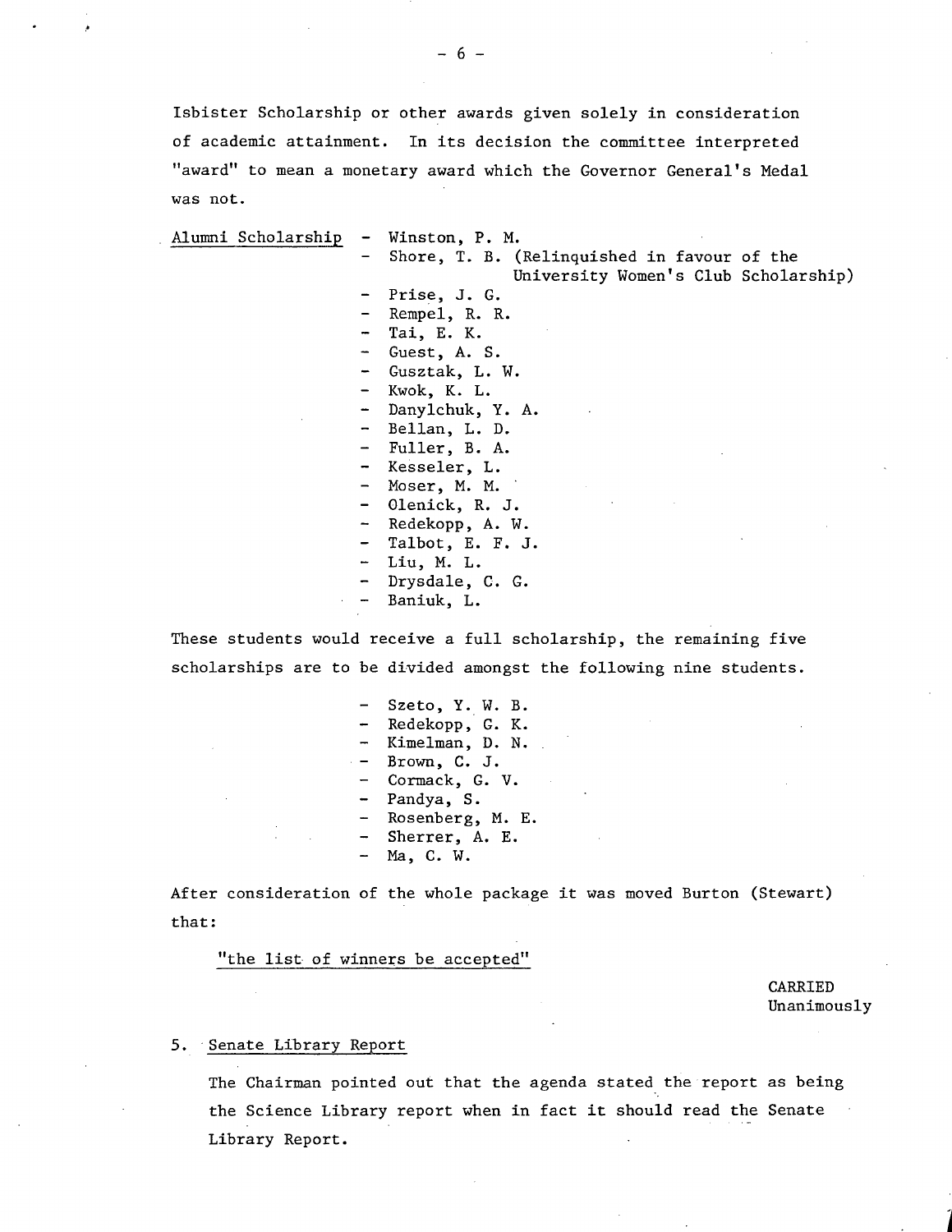Isbister Scholarship or other awards given solely in consideration of academic attainment. In its decision the committee interpreted "award" to mean a monetary award which the Governor General's Medal was not.

Alumni Scholarship

- Winston, P. M.
- Shore, T. B. (Relinquished in favour of the University Women's Club Scholarship)
- Prise, J. G.
- Rempel, R. R.
- Tai, E. K.
- Guest, A. S.
- Gusztak, L. W.
- Kwok, K. L.
- Danylchuk, Y. A.
- Bellan, L. D.
- Fuller, B. A.
- Kesseler, L.
- Moser, M. M.
- Olenick, R. J.
- Redekopp, A. W.
- Talbot, E. F. J.
- Liu, M. L.
- Drysdale, C. G.
- Baniuk, L.

These students would receive a full scholarship, the remaining five scholarships are to be divided amongst the following nine students.

- Szeto, Y. W. B.
- Redekopp, G. K.
- Kimelman, D. N.
- Brown, C. J.
- Cormack, G. V.
- Pandya, S.
- Rosenberg, M. E.
- Sherrer, A. E.
- Ma, C. W.

After consideration of the whole package it was moved Burton (Stewart) that:

"the list of winners be accepted"

CARRIED
Unanimously

5. Senate Library Report

The Chairman pointed out that the agenda stated the report as being the Science Library report when in fact it should read the Senate Library Report.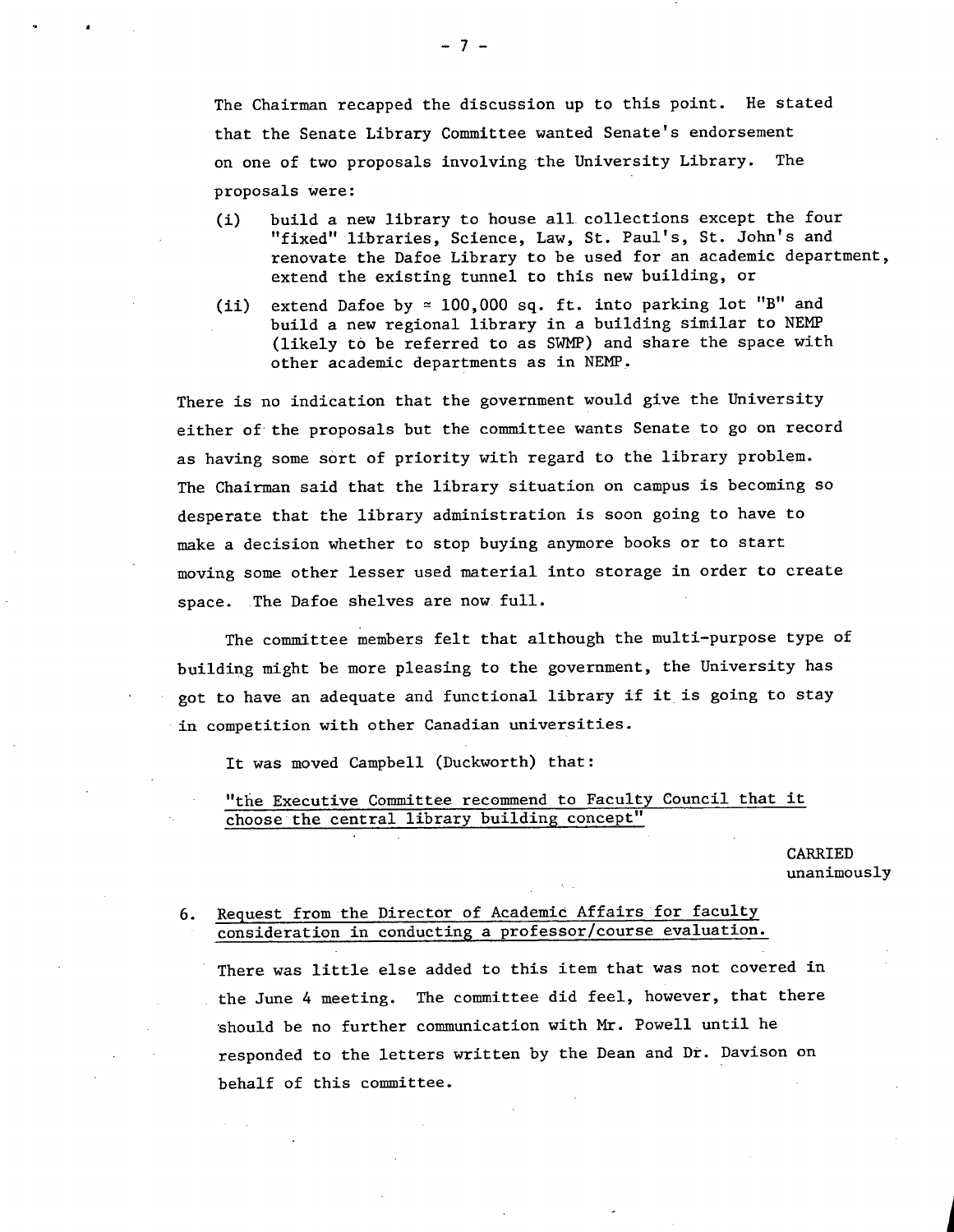The Chairman recapped the discussion up to this point. He stated that the Senate Library Committee wanted Senate's endorsement on one of two proposals involving the University Library. The proposals were:

(i) build a new library to house all collections except the four "fixed" libraries, Science, Law, St. Paul's, St. John's and renovate the Dafoe Library to be used for an academic department, extend the existing tunnel to this new building, or

(ii) extend Dafoe by ≈ 100,000 sq. ft. into parking lot "B" and build a new regional library in a building similar to NEMP (likely to be referred to as SWMP) and share the space with other academic departments as in NEMP.

There is no indication that the government would give the University either of the proposals but the committee wants Senate to go on record as having some sort of priority with regard to the library problem. The Chairman said that the library situation on campus is becoming so desperate that the library administration is soon going to have to make a decision whether to stop buying anymore books or to start moving some other lesser used material into storage in order to create space. The Dafoe shelves are now full.

The committee members felt that although the multi-purpose type of building might be more pleasing to the government, the University has got to have an adequate and functional library if it is going to stay in competition with other Canadian universities.

It was moved Campbell (Duckworth) that:

<u>"the Executive Committee recommend to Faculty Council that it choose the central library building concept"</u>

CARRIED unanimously

6. <u>Request from the Director of Academic Affairs for faculty consideration in conducting a professor/course evaluation.</u>

There was little else added to this item that was not covered in the June 4 meeting. The committee did feel, however, that there should be no further communication with Mr. Powell until he responded to the letters written by the Dean and Dr. Davison on behalf of this committee.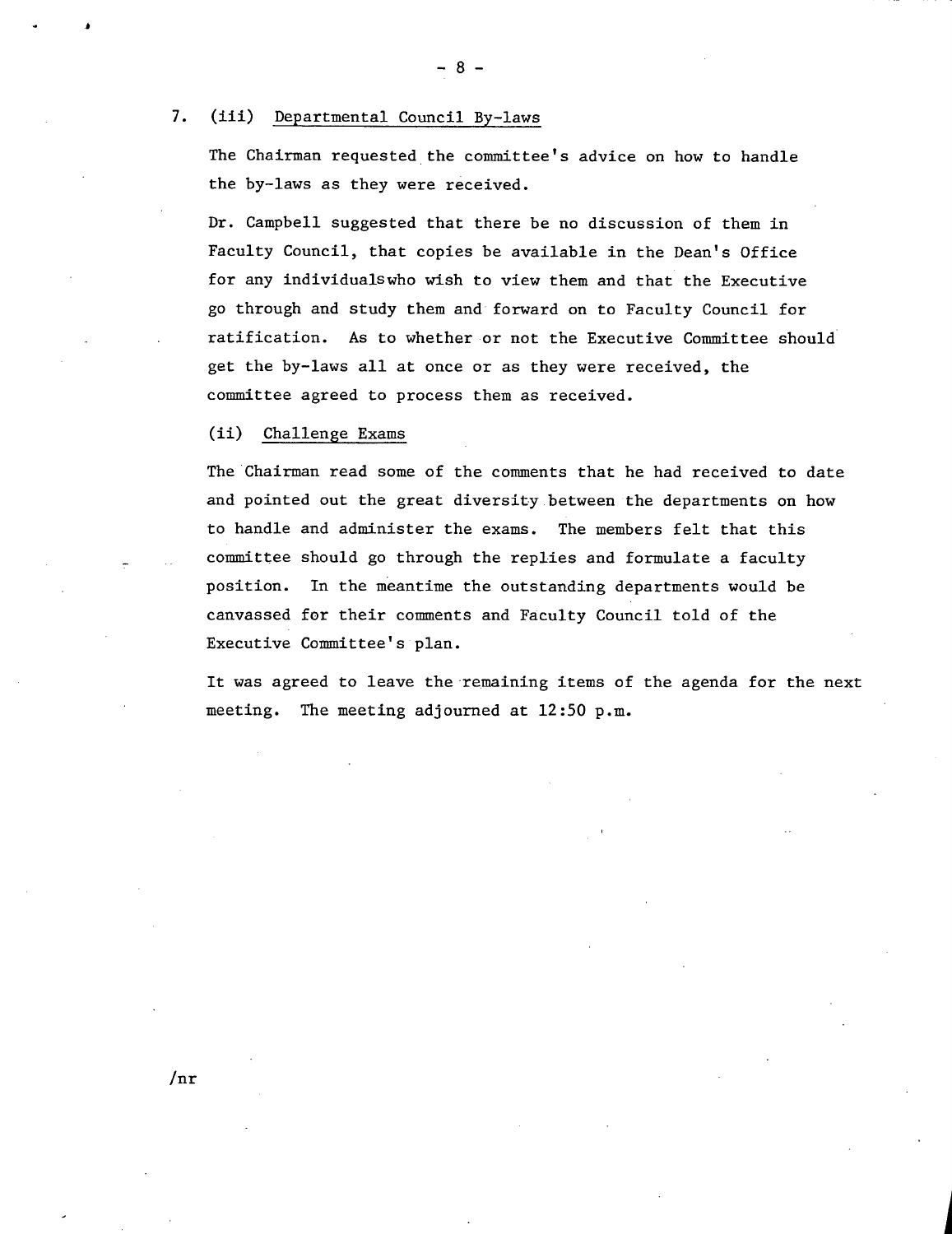7. (iii) Departmental Council By-laws

The Chairman requested the committee's advice on how to handle the by-laws as they were received.

Dr. Campbell suggested that there be no discussion of them in Faculty Council, that copies be available in the Dean's Office for any individualswho wish to view them and that the Executive go through and study them and forward on to Faculty Council for ratification. As to whether or not the Executive Committee should get the by-laws all at once or as they were received, the committee agreed to process them as received.

(ii) Challenge Exams

The Chairman read some of the comments that he had received to date and pointed out the great diversity between the departments on how to handle and administer the exams. The members felt that this committee should go through the replies and formulate a faculty position. In the meantime the outstanding departments would be canvassed for their comments and Faculty Council told of the Executive Committee's plan.

It was agreed to leave the remaining items of the agenda for the next meeting. The meeting adjourned at 12:50 p.m.

/nr